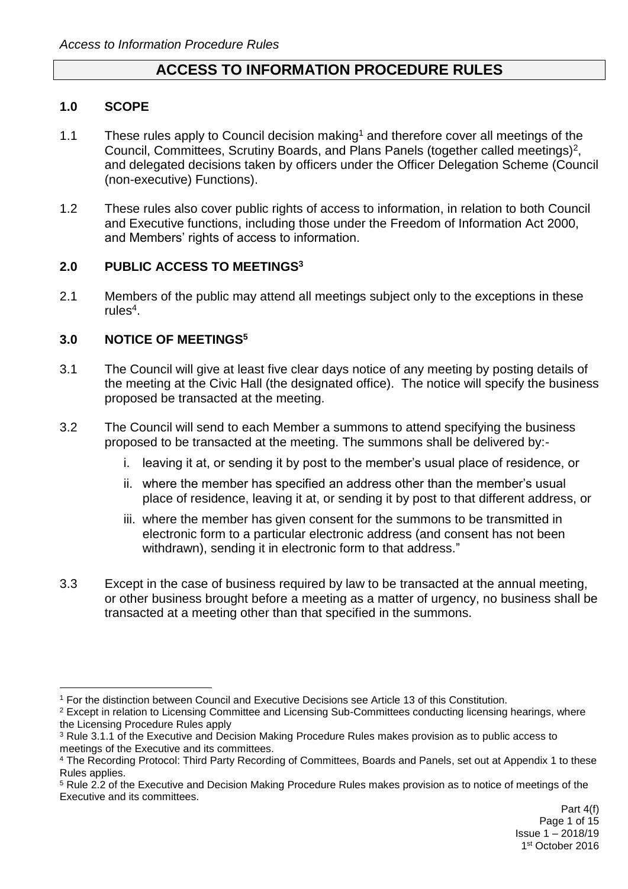# ACCESS TO INFORMATION PROCEDURE RULES

## 1.0 SCOPE

1.1 These rules apply to Council decision making[1] and therefore cover all meetings of the Council, Committees, Scrutiny Boards, and Plans Panels (together called meetings)[2], and delegated decisions taken by officers under the Officer Delegation Scheme (Council (non-executive) Functions).

1.2 These rules also cover public rights of access to information, in relation to both Council and Executive functions, including those under the Freedom of Information Act 2000, and Members' rights of access to information.

## 2.0 PUBLIC ACCESS TO MEETINGS[3]

2.1 Members of the public may attend all meetings subject only to the exceptions in these rules[4].

## 3.0 NOTICE OF MEETINGS[5]

3.1 The Council will give at least five clear days notice of any meeting by posting details of the meeting at the Civic Hall (the designated office). The notice will specify the business proposed be transacted at the meeting.

3.2 The Council will send to each Member a summons to attend specifying the business proposed to be transacted at the meeting. The summons shall be delivered by:-

   i. leaving it at, or sending it by post to the member's usual place of residence, or

   ii. where the member has specified an address other than the member's usual place of residence, leaving it at, or sending it by post to that different address, or

   iii. where the member has given consent for the summons to be transmitted in electronic form to a particular electronic address (and consent has not been withdrawn), sending it in electronic form to that address."

3.3 Except in the case of business required by law to be transacted at the annual meeting, or other business brought before a meeting as a matter of urgency, no business shall be transacted at a meeting other than that specified in the summons.

---

[1] For the distinction between Council and Executive Decisions see Article 13 of this Constitution.

[2] Except in relation to Licensing Committee and Licensing Sub-Committees conducting licensing hearings, where the Licensing Procedure Rules apply

[3] Rule 3.1.1 of the Executive and Decision Making Procedure Rules makes provision as to public access to meetings of the Executive and its committees.

[4] The Recording Protocol: Third Party Recording of Committees, Boards and Panels, set out at Appendix 1 to these Rules applies.

[5] Rule 2.2 of the Executive and Decision Making Procedure Rules makes provision as to notice of meetings of the Executive and its committees.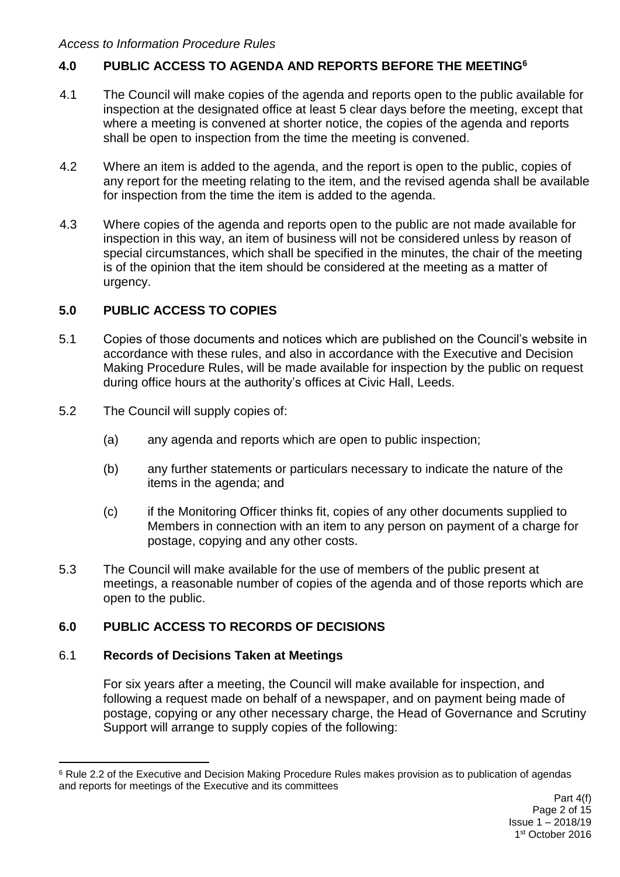## 4.0 PUBLIC ACCESS TO AGENDA AND REPORTS BEFORE THE MEETING[6]

4.1 The Council will make copies of the agenda and reports open to the public available for inspection at the designated office at least 5 clear days before the meeting, except that where a meeting is convened at shorter notice, the copies of the agenda and reports shall be open to inspection from the time the meeting is convened.

4.2 Where an item is added to the agenda, and the report is open to the public, copies of any report for the meeting relating to the item, and the revised agenda shall be available for inspection from the time the item is added to the agenda.

4.3 Where copies of the agenda and reports open to the public are not made available for inspection in this way, an item of business will not be considered unless by reason of special circumstances, which shall be specified in the minutes, the chair of the meeting is of the opinion that the item should be considered at the meeting as a matter of urgency.

## 5.0 PUBLIC ACCESS TO COPIES

5.1 Copies of those documents and notices which are published on the Council's website in accordance with these rules, and also in accordance with the Executive and Decision Making Procedure Rules, will be made available for inspection by the public on request during office hours at the authority's offices at Civic Hall, Leeds.

5.2 The Council will supply copies of:

(a) any agenda and reports which are open to public inspection;

(b) any further statements or particulars necessary to indicate the nature of the items in the agenda; and

(c) if the Monitoring Officer thinks fit, copies of any other documents supplied to Members in connection with an item to any person on payment of a charge for postage, copying and any other costs.

5.3 The Council will make available for the use of members of the public present at meetings, a reasonable number of copies of the agenda and of those reports which are open to the public.

## 6.0 PUBLIC ACCESS TO RECORDS OF DECISIONS

### 6.1 Records of Decisions Taken at Meetings

For six years after a meeting, the Council will make available for inspection, and following a request made on behalf of a newspaper, and on payment being made of postage, copying or any other necessary charge, the Head of Governance and Scrutiny Support will arrange to supply copies of the following:

---

[6] Rule 2.2 of the Executive and Decision Making Procedure Rules makes provision as to publication of agendas and reports for meetings of the Executive and its committees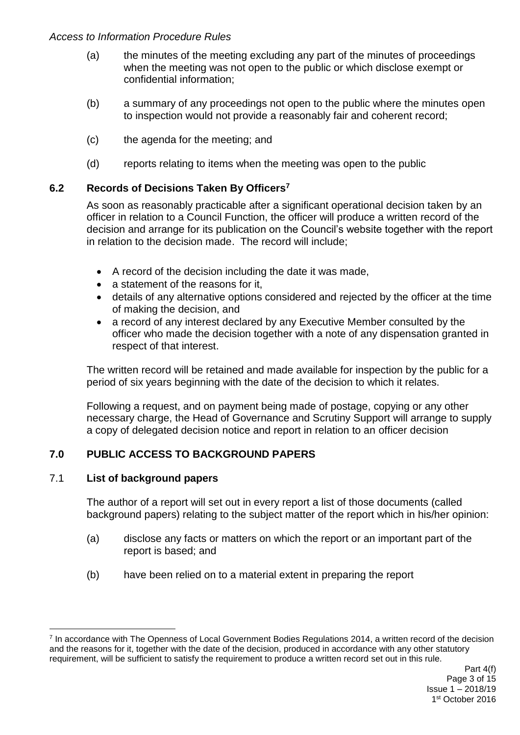(a) the minutes of the meeting excluding any part of the minutes of proceedings when the meeting was not open to the public or which disclose exempt or confidential information;

(b) a summary of any proceedings not open to the public where the minutes open to inspection would not provide a reasonably fair and coherent record;

(c) the agenda for the meeting; and

(d) reports relating to items when the meeting was open to the public

### 6.2 Records of Decisions Taken By Officers[7]

As soon as reasonably practicable after a significant operational decision taken by an officer in relation to a Council Function, the officer will produce a written record of the decision and arrange for its publication on the Council's website together with the report in relation to the decision made. The record will include;

- A record of the decision including the date it was made,
- a statement of the reasons for it,
- details of any alternative options considered and rejected by the officer at the time of making the decision, and
- a record of any interest declared by any Executive Member consulted by the officer who made the decision together with a note of any dispensation granted in respect of that interest.

The written record will be retained and made available for inspection by the public for a period of six years beginning with the date of the decision to which it relates.

Following a request, and on payment being made of postage, copying or any other necessary charge, the Head of Governance and Scrutiny Support will arrange to supply a copy of delegated decision notice and report in relation to an officer decision

## 7.0 PUBLIC ACCESS TO BACKGROUND PAPERS

### 7.1 List of background papers

The author of a report will set out in every report a list of those documents (called background papers) relating to the subject matter of the report which in his/her opinion:

(a) disclose any facts or matters on which the report or an important part of the report is based; and

(b) have been relied on to a material extent in preparing the report

[7] In accordance with The Openness of Local Government Bodies Regulations 2014, a written record of the decision and the reasons for it, together with the date of the decision, produced in accordance with any other statutory requirement, will be sufficient to satisfy the requirement to produce a written record set out in this rule.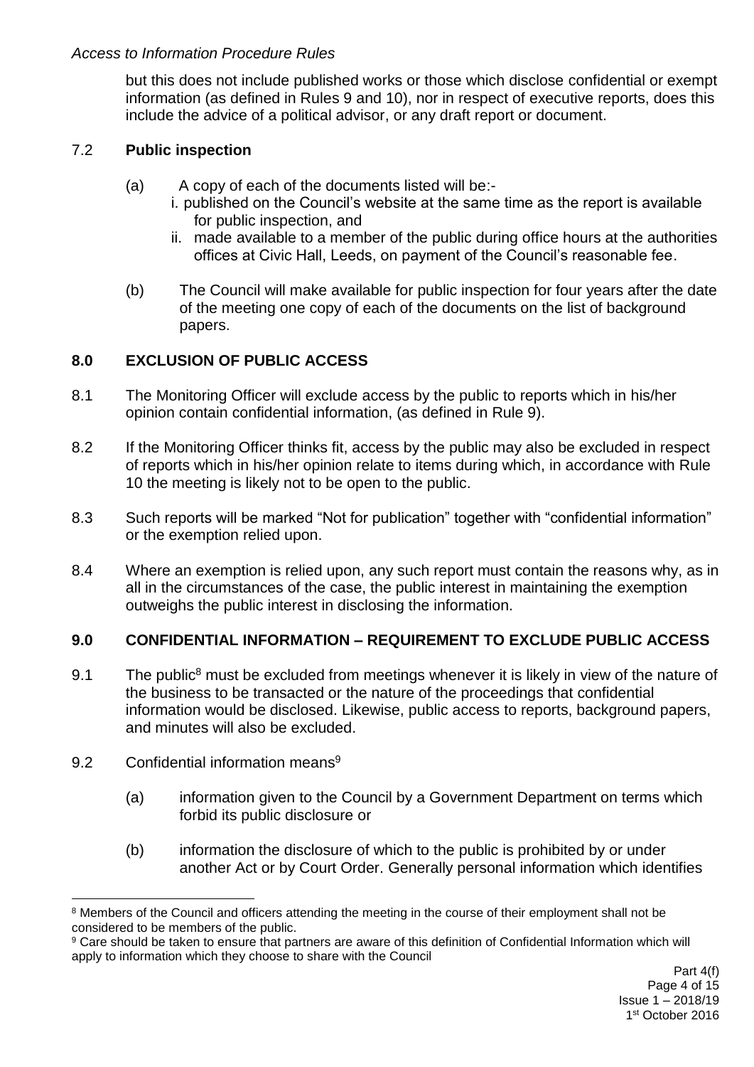but this does not include published works or those which disclose confidential or exempt information (as defined in Rules 9 and 10), nor in respect of executive reports, does this include the advice of a political advisor, or any draft report or document.

### 7.2 **Public inspection**

(a) A copy of each of the documents listed will be:-

i. published on the Council's website at the same time as the report is available for public inspection, and

ii. made available to a member of the public during office hours at the authorities offices at Civic Hall, Leeds, on payment of the Council's reasonable fee.

(b) The Council will make available for public inspection for four years after the date of the meeting one copy of each of the documents on the list of background papers.

## **8.0 EXCLUSION OF PUBLIC ACCESS**

8.1 The Monitoring Officer will exclude access by the public to reports which in his/her opinion contain confidential information, (as defined in Rule 9).

8.2 If the Monitoring Officer thinks fit, access by the public may also be excluded in respect of reports which in his/her opinion relate to items during which, in accordance with Rule 10 the meeting is likely not to be open to the public.

8.3 Such reports will be marked "Not for publication" together with "confidential information" or the exemption relied upon.

8.4 Where an exemption is relied upon, any such report must contain the reasons why, as in all in the circumstances of the case, the public interest in maintaining the exemption outweighs the public interest in disclosing the information.

## **9.0 CONFIDENTIAL INFORMATION – REQUIREMENT TO EXCLUDE PUBLIC ACCESS**

9.1 The public[8] must be excluded from meetings whenever it is likely in view of the nature of the business to be transacted or the nature of the proceedings that confidential information would be disclosed. Likewise, public access to reports, background papers, and minutes will also be excluded.

9.2 Confidential information means[9]

(a) information given to the Council by a Government Department on terms which forbid its public disclosure or

(b) information the disclosure of which to the public is prohibited by or under another Act or by Court Order. Generally personal information which identifies

---

[8] Members of the Council and officers attending the meeting in the course of their employment shall not be considered to be members of the public.

[9] Care should be taken to ensure that partners are aware of this definition of Confidential Information which will apply to information which they choose to share with the Council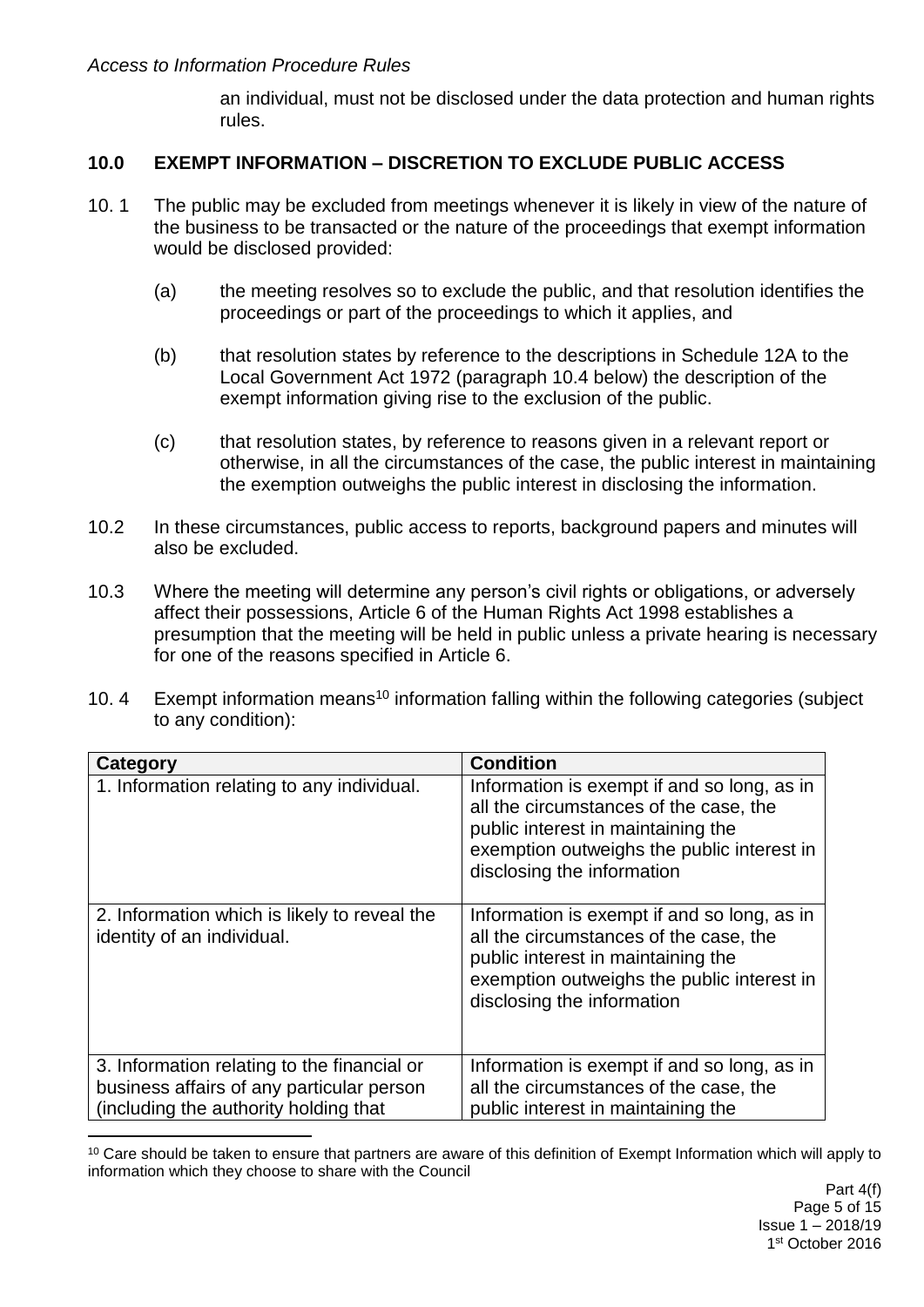an individual, must not be disclosed under the data protection and human rights rules.

## 10.0 EXEMPT INFORMATION – DISCRETION TO EXCLUDE PUBLIC ACCESS

10. 1 The public may be excluded from meetings whenever it is likely in view of the nature of the business to be transacted or the nature of the proceedings that exempt information would be disclosed provided:

(a) the meeting resolves so to exclude the public, and that resolution identifies the proceedings or part of the proceedings to which it applies, and

(b) that resolution states by reference to the descriptions in Schedule 12A to the Local Government Act 1972 (paragraph 10.4 below) the description of the exempt information giving rise to the exclusion of the public.

(c) that resolution states, by reference to reasons given in a relevant report or otherwise, in all the circumstances of the case, the public interest in maintaining the exemption outweighs the public interest in disclosing the information.

10.2 In these circumstances, public access to reports, background papers and minutes will also be excluded.

10.3 Where the meeting will determine any person's civil rights or obligations, or adversely affect their possessions, Article 6 of the Human Rights Act 1998 establishes a presumption that the meeting will be held in public unless a private hearing is necessary for one of the reasons specified in Article 6.

10. 4 Exempt information means[10] information falling within the following categories (subject to any condition):

| Category | Condition |
|---|---|
| 1. Information relating to any individual. | Information is exempt if and so long, as in all the circumstances of the case, the public interest in maintaining the exemption outweighs the public interest in disclosing the information |
| 2. Information which is likely to reveal the identity of an individual. | Information is exempt if and so long, as in all the circumstances of the case, the public interest in maintaining the exemption outweighs the public interest in disclosing the information |
| 3. Information relating to the financial or business affairs of any particular person (including the authority holding that | Information is exempt if and so long, as in all the circumstances of the case, the public interest in maintaining the |

[10] Care should be taken to ensure that partners are aware of this definition of Exempt Information which will apply to information which they choose to share with the Council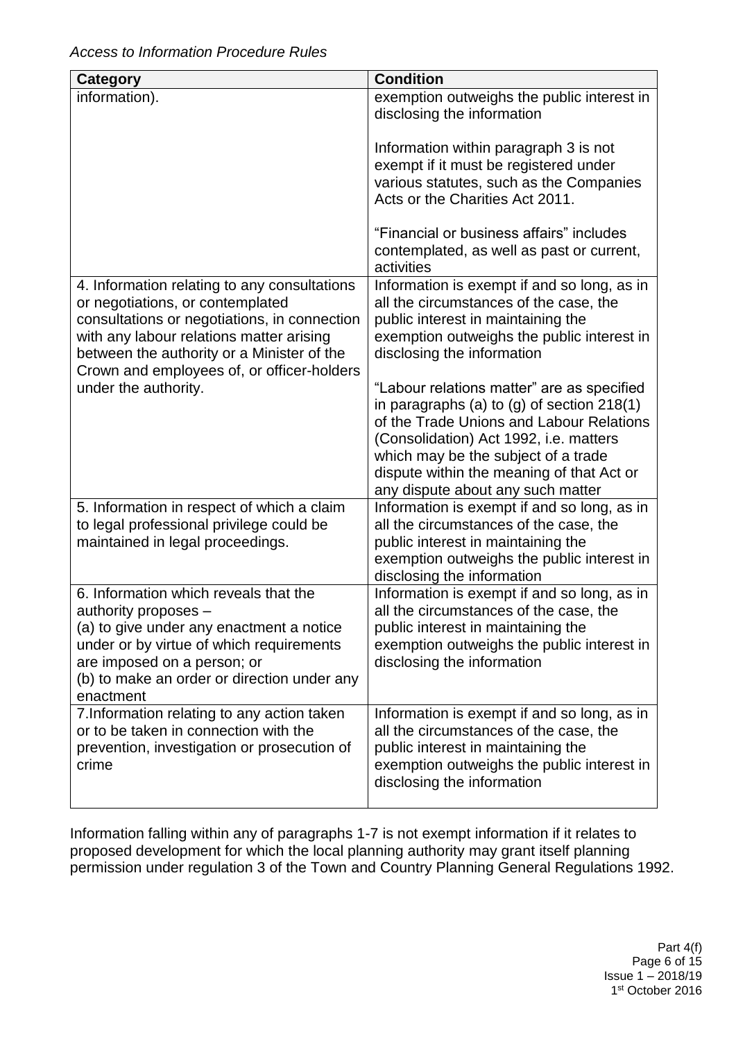| Category | Condition |
| --- | --- |
| information). | exemption outweighs the public interest in disclosing the information<br><br>Information within paragraph 3 is not exempt if it must be registered under various statutes, such as the Companies Acts or the Charities Act 2011.<br><br>"Financial or business affairs" includes contemplated, as well as past or current, activities |
| 4. Information relating to any consultations or negotiations, or contemplated consultations or negotiations, in connection with any labour relations matter arising between the authority or a Minister of the Crown and employees of, or officer-holders under the authority. | Information is exempt if and so long, as in all the circumstances of the case, the public interest in maintaining the exemption outweighs the public interest in disclosing the information<br><br>"Labour relations matter" are as specified in paragraphs (a) to (g) of section 218(1) of the Trade Unions and Labour Relations (Consolidation) Act 1992, i.e. matters which may be the subject of a trade dispute within the meaning of that Act or any dispute about any such matter |
| 5. Information in respect of which a claim to legal professional privilege could be maintained in legal proceedings. | Information is exempt if and so long, as in all the circumstances of the case, the public interest in maintaining the exemption outweighs the public interest in disclosing the information |
| 6. Information which reveals that the authority proposes –<br>(a) to give under any enactment a notice under or by virtue of which requirements are imposed on a person; or<br>(b) to make an order or direction under any enactment | Information is exempt if and so long, as in all the circumstances of the case, the public interest in maintaining the exemption outweighs the public interest in disclosing the information |
| 7.Information relating to any action taken or to be taken in connection with the prevention, investigation or prosecution of crime | Information is exempt if and so long, as in all the circumstances of the case, the public interest in maintaining the exemption outweighs the public interest in disclosing the information |

Information falling within any of paragraphs 1-7 is not exempt information if it relates to proposed development for which the local planning authority may grant itself planning permission under regulation 3 of the Town and Country Planning General Regulations 1992.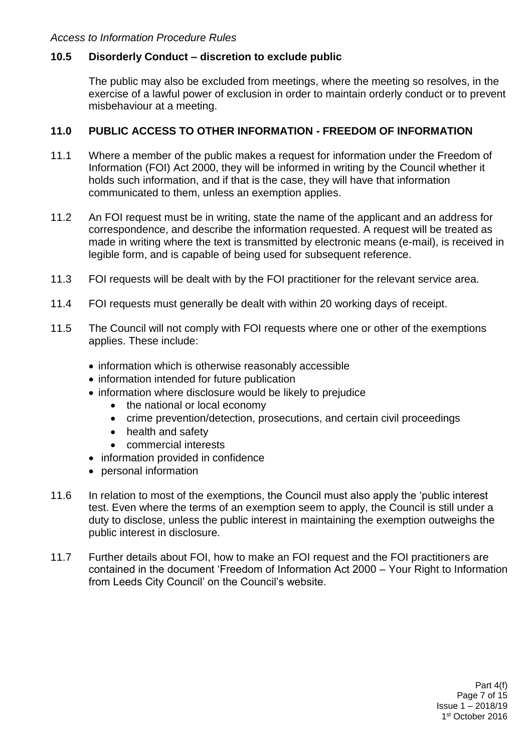### 10.5 Disorderly Conduct – discretion to exclude public

The public may also be excluded from meetings, where the meeting so resolves, in the exercise of a lawful power of exclusion in order to maintain orderly conduct or to prevent misbehaviour at a meeting.

## 11.0 PUBLIC ACCESS TO OTHER INFORMATION - FREEDOM OF INFORMATION

11.1 Where a member of the public makes a request for information under the Freedom of Information (FOI) Act 2000, they will be informed in writing by the Council whether it holds such information, and if that is the case, they will have that information communicated to them, unless an exemption applies.

11.2 An FOI request must be in writing, state the name of the applicant and an address for correspondence, and describe the information requested. A request will be treated as made in writing where the text is transmitted by electronic means (e-mail), is received in legible form, and is capable of being used for subsequent reference.

11.3 FOI requests will be dealt with by the FOI practitioner for the relevant service area.

11.4 FOI requests must generally be dealt with within 20 working days of receipt.

11.5 The Council will not comply with FOI requests where one or other of the exemptions applies. These include:

- information which is otherwise reasonably accessible
- information intended for future publication
- information where disclosure would be likely to prejudice
  - the national or local economy
  - crime prevention/detection, prosecutions, and certain civil proceedings
  - health and safety
  - commercial interests
- information provided in confidence
- personal information

11.6 In relation to most of the exemptions, the Council must also apply the 'public interest test. Even where the terms of an exemption seem to apply, the Council is still under a duty to disclose, unless the public interest in maintaining the exemption outweighs the public interest in disclosure.

11.7 Further details about FOI, how to make an FOI request and the FOI practitioners are contained in the document 'Freedom of Information Act 2000 – Your Right to Information from Leeds City Council' on the Council's website.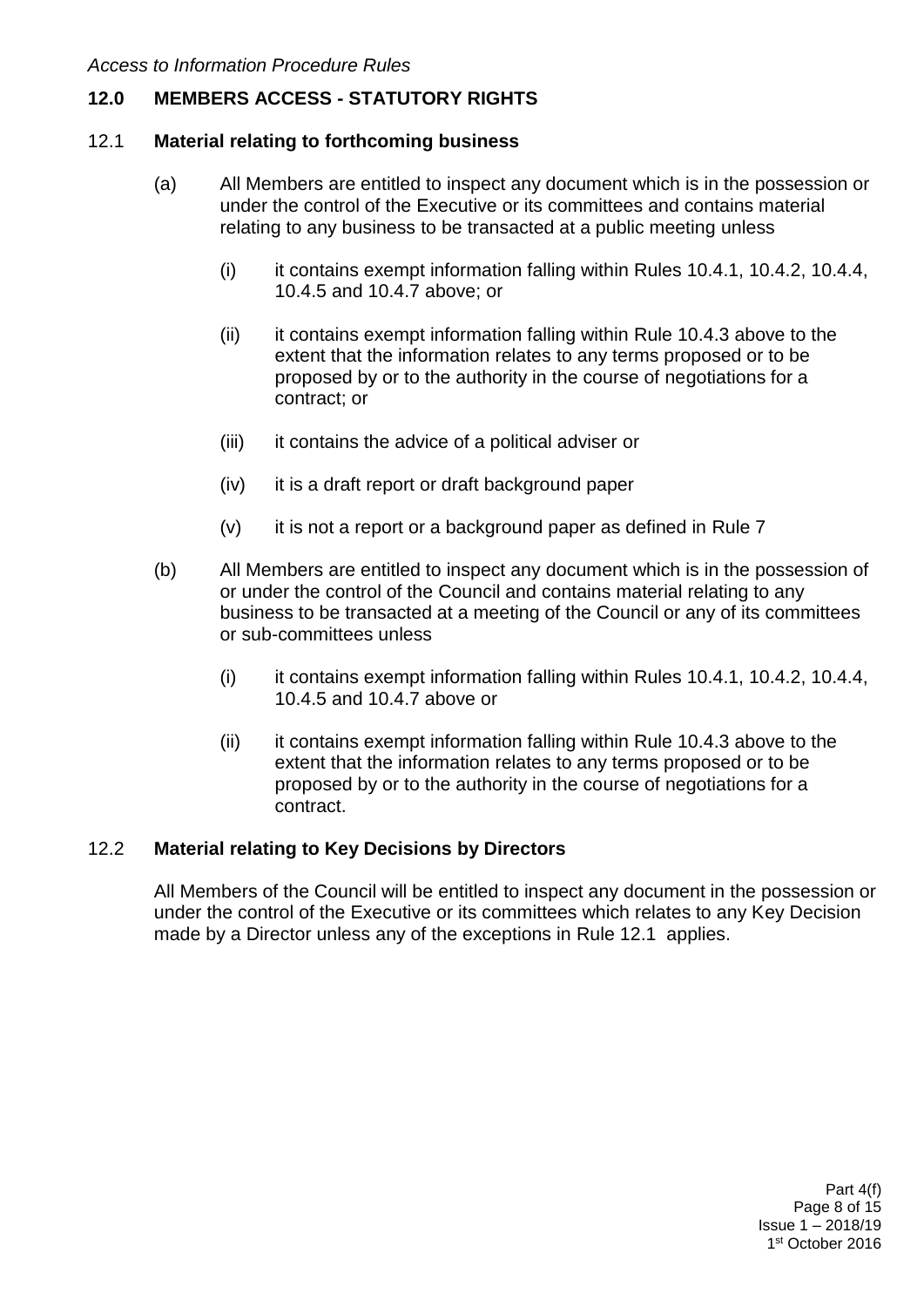## 12.0 MEMBERS ACCESS - STATUTORY RIGHTS

### 12.1 Material relating to forthcoming business

(a) All Members are entitled to inspect any document which is in the possession or under the control of the Executive or its committees and contains material relating to any business to be transacted at a public meeting unless

   (i) it contains exempt information falling within Rules 10.4.1, 10.4.2, 10.4.4, 10.4.5 and 10.4.7 above; or

   (ii) it contains exempt information falling within Rule 10.4.3 above to the extent that the information relates to any terms proposed or to be proposed by or to the authority in the course of negotiations for a contract; or

   (iii) it contains the advice of a political adviser or

   (iv) it is a draft report or draft background paper

   (v) it is not a report or a background paper as defined in Rule 7

(b) All Members are entitled to inspect any document which is in the possession of or under the control of the Council and contains material relating to any business to be transacted at a meeting of the Council or any of its committees or sub-committees unless

   (i) it contains exempt information falling within Rules 10.4.1, 10.4.2, 10.4.4, 10.4.5 and 10.4.7 above or

   (ii) it contains exempt information falling within Rule 10.4.3 above to the extent that the information relates to any terms proposed or to be proposed by or to the authority in the course of negotiations for a contract.

### 12.2 Material relating to Key Decisions by Directors

All Members of the Council will be entitled to inspect any document in the possession or under the control of the Executive or its committees which relates to any Key Decision made by a Director unless any of the exceptions in Rule 12.1 applies.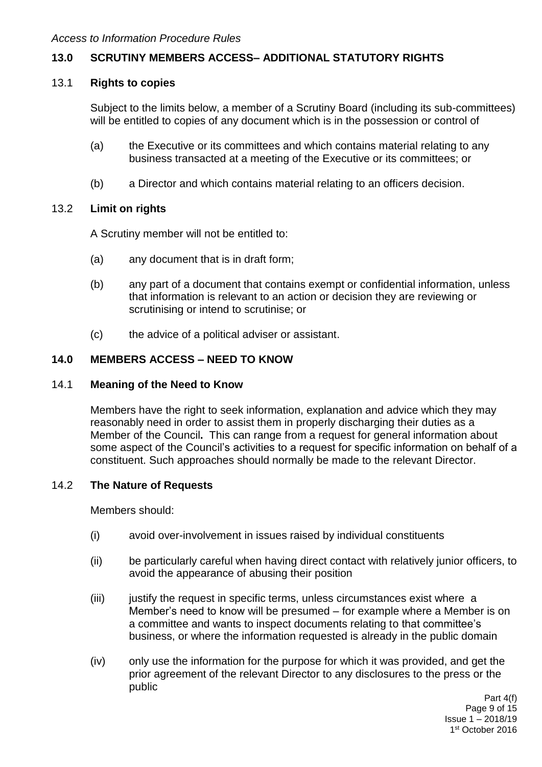## 13.0 SCRUTINY MEMBERS ACCESS– ADDITIONAL STATUTORY RIGHTS

### 13.1 Rights to copies

Subject to the limits below, a member of a Scrutiny Board (including its sub-committees) will be entitled to copies of any document which is in the possession or control of

(a) the Executive or its committees and which contains material relating to any business transacted at a meeting of the Executive or its committees; or

(b) a Director and which contains material relating to an officers decision.

### 13.2 Limit on rights

A Scrutiny member will not be entitled to:

(a) any document that is in draft form;

(b) any part of a document that contains exempt or confidential information, unless that information is relevant to an action or decision they are reviewing or scrutinising or intend to scrutinise; or

(c) the advice of a political adviser or assistant.

## 14.0 MEMBERS ACCESS – NEED TO KNOW

### 14.1 Meaning of the Need to Know

Members have the right to seek information, explanation and advice which they may reasonably need in order to assist them in properly discharging their duties as a Member of the Council**.** This can range from a request for general information about some aspect of the Council's activities to a request for specific information on behalf of a constituent. Such approaches should normally be made to the relevant Director.

### 14.2 The Nature of Requests

Members should:

(i) avoid over-involvement in issues raised by individual constituents

(ii) be particularly careful when having direct contact with relatively junior officers, to avoid the appearance of abusing their position

(iii) justify the request in specific terms, unless circumstances exist where a Member's need to know will be presumed – for example where a Member is on a committee and wants to inspect documents relating to that committee's business, or where the information requested is already in the public domain

(iv) only use the information for the purpose for which it was provided, and get the prior agreement of the relevant Director to any disclosures to the press or the public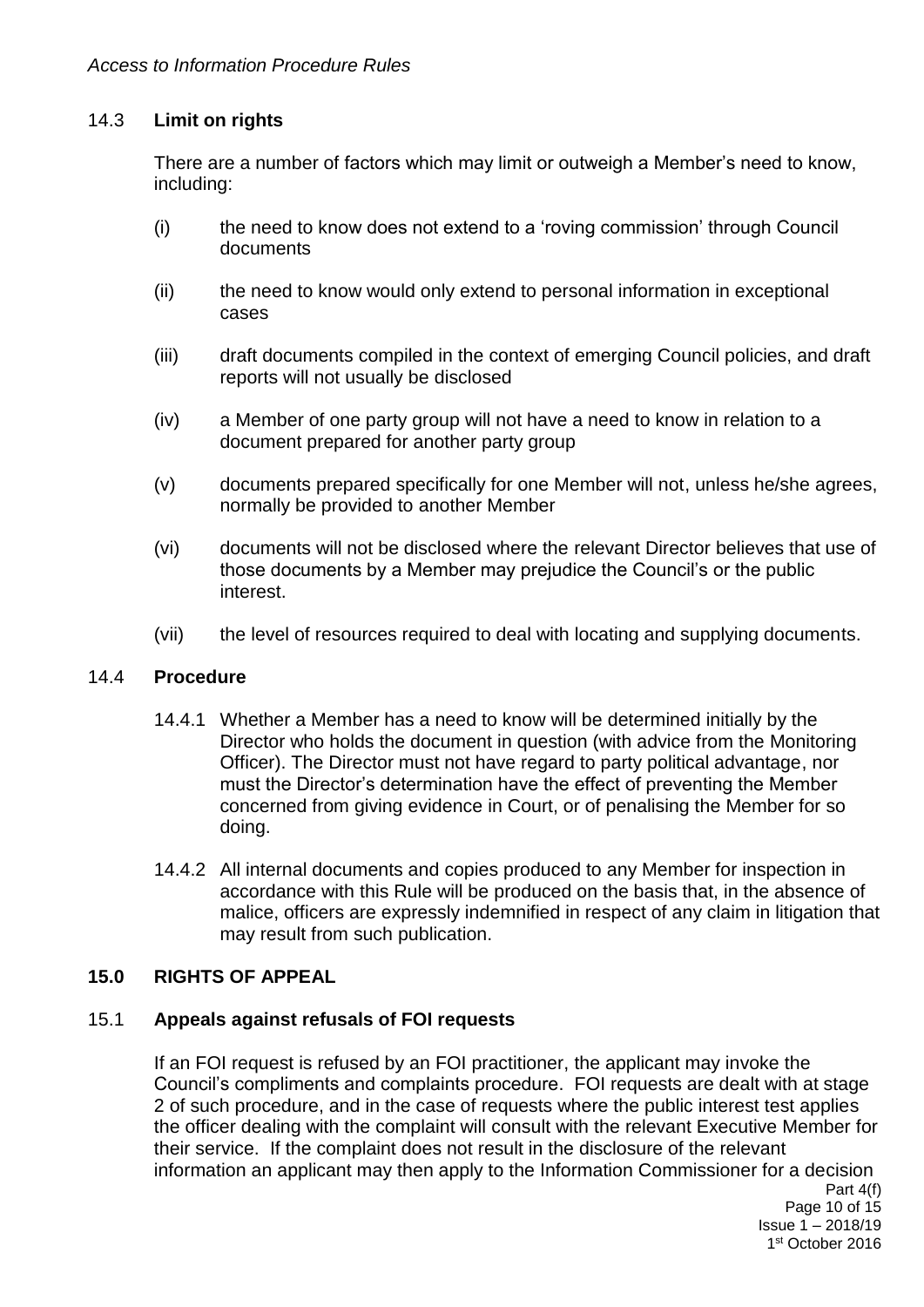### 14.3 Limit on rights

There are a number of factors which may limit or outweigh a Member's need to know, including:

- (i) the need to know does not extend to a 'roving commission' through Council documents
- (ii) the need to know would only extend to personal information in exceptional cases
- (iii) draft documents compiled in the context of emerging Council policies, and draft reports will not usually be disclosed
- (iv) a Member of one party group will not have a need to know in relation to a document prepared for another party group
- (v) documents prepared specifically for one Member will not, unless he/she agrees, normally be provided to another Member
- (vi) documents will not be disclosed where the relevant Director believes that use of those documents by a Member may prejudice the Council's or the public interest.
- (vii) the level of resources required to deal with locating and supplying documents.

### 14.4 Procedure

14.4.1 Whether a Member has a need to know will be determined initially by the Director who holds the document in question (with advice from the Monitoring Officer). The Director must not have regard to party political advantage, nor must the Director's determination have the effect of preventing the Member concerned from giving evidence in Court, or of penalising the Member for so doing.

14.4.2 All internal documents and copies produced to any Member for inspection in accordance with this Rule will be produced on the basis that, in the absence of malice, officers are expressly indemnified in respect of any claim in litigation that may result from such publication.

## 15.0 RIGHTS OF APPEAL

### 15.1 Appeals against refusals of FOI requests

If an FOI request is refused by an FOI practitioner, the applicant may invoke the Council's compliments and complaints procedure. FOI requests are dealt with at stage 2 of such procedure, and in the case of requests where the public interest test applies the officer dealing with the complaint will consult with the relevant Executive Member for their service. If the complaint does not result in the disclosure of the relevant information an applicant may then apply to the Information Commissioner for a decision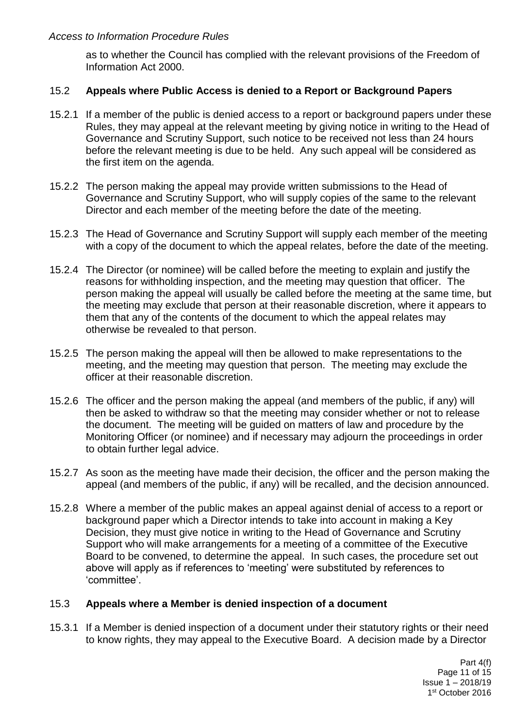as to whether the Council has complied with the relevant provisions of the Freedom of Information Act 2000.

15.2 **Appeals where Public Access is denied to a Report or Background Papers**

15.2.1 If a member of the public is denied access to a report or background papers under these Rules, they may appeal at the relevant meeting by giving notice in writing to the Head of Governance and Scrutiny Support, such notice to be received not less than 24 hours before the relevant meeting is due to be held. Any such appeal will be considered as the first item on the agenda.

15.2.2 The person making the appeal may provide written submissions to the Head of Governance and Scrutiny Support, who will supply copies of the same to the relevant Director and each member of the meeting before the date of the meeting.

15.2.3 The Head of Governance and Scrutiny Support will supply each member of the meeting with a copy of the document to which the appeal relates, before the date of the meeting.

15.2.4 The Director (or nominee) will be called before the meeting to explain and justify the reasons for withholding inspection, and the meeting may question that officer. The person making the appeal will usually be called before the meeting at the same time, but the meeting may exclude that person at their reasonable discretion, where it appears to them that any of the contents of the document to which the appeal relates may otherwise be revealed to that person.

15.2.5 The person making the appeal will then be allowed to make representations to the meeting, and the meeting may question that person. The meeting may exclude the officer at their reasonable discretion.

15.2.6 The officer and the person making the appeal (and members of the public, if any) will then be asked to withdraw so that the meeting may consider whether or not to release the document. The meeting will be guided on matters of law and procedure by the Monitoring Officer (or nominee) and if necessary may adjourn the proceedings in order to obtain further legal advice.

15.2.7 As soon as the meeting have made their decision, the officer and the person making the appeal (and members of the public, if any) will be recalled, and the decision announced.

15.2.8 Where a member of the public makes an appeal against denial of access to a report or background paper which a Director intends to take into account in making a Key Decision, they must give notice in writing to the Head of Governance and Scrutiny Support who will make arrangements for a meeting of a committee of the Executive Board to be convened, to determine the appeal. In such cases, the procedure set out above will apply as if references to 'meeting' were substituted by references to 'committee'.

15.3 **Appeals where a Member is denied inspection of a document**

15.3.1 If a Member is denied inspection of a document under their statutory rights or their need to know rights, they may appeal to the Executive Board. A decision made by a Director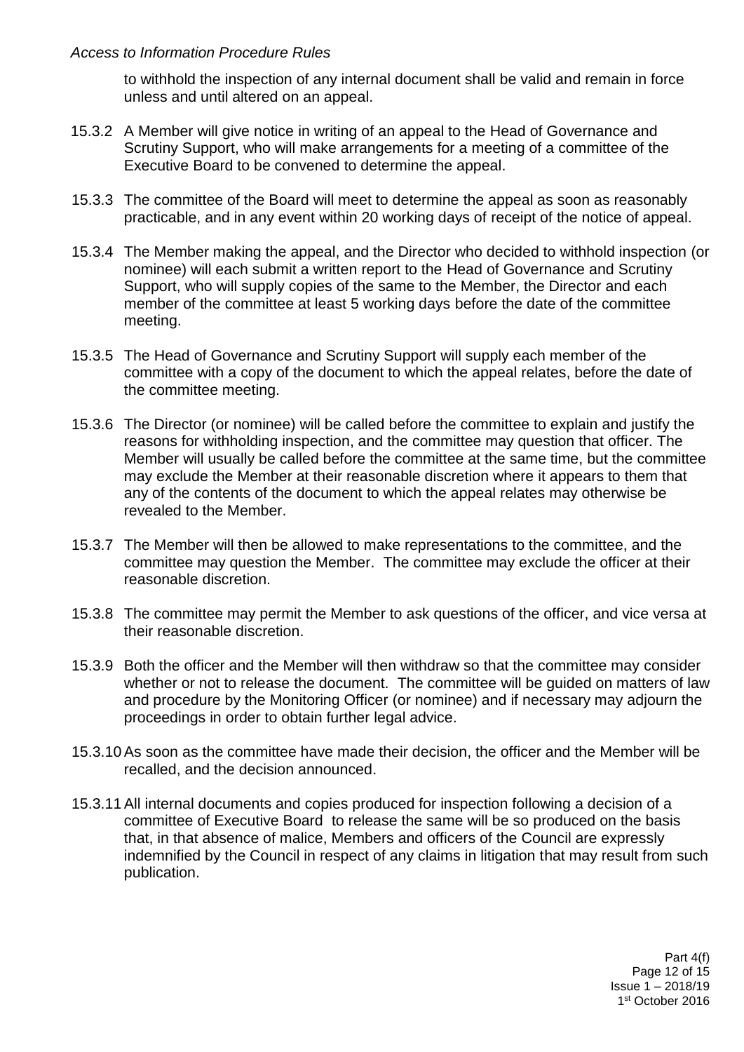to withhold the inspection of any internal document shall be valid and remain in force unless and until altered on an appeal.

15.3.2 A Member will give notice in writing of an appeal to the Head of Governance and Scrutiny Support, who will make arrangements for a meeting of a committee of the Executive Board to be convened to determine the appeal.

15.3.3 The committee of the Board will meet to determine the appeal as soon as reasonably practicable, and in any event within 20 working days of receipt of the notice of appeal.

15.3.4 The Member making the appeal, and the Director who decided to withhold inspection (or nominee) will each submit a written report to the Head of Governance and Scrutiny Support, who will supply copies of the same to the Member, the Director and each member of the committee at least 5 working days before the date of the committee meeting.

15.3.5 The Head of Governance and Scrutiny Support will supply each member of the committee with a copy of the document to which the appeal relates, before the date of the committee meeting.

15.3.6 The Director (or nominee) will be called before the committee to explain and justify the reasons for withholding inspection, and the committee may question that officer. The Member will usually be called before the committee at the same time, but the committee may exclude the Member at their reasonable discretion where it appears to them that any of the contents of the document to which the appeal relates may otherwise be revealed to the Member.

15.3.7 The Member will then be allowed to make representations to the committee, and the committee may question the Member. The committee may exclude the officer at their reasonable discretion.

15.3.8 The committee may permit the Member to ask questions of the officer, and vice versa at their reasonable discretion.

15.3.9 Both the officer and the Member will then withdraw so that the committee may consider whether or not to release the document. The committee will be guided on matters of law and procedure by the Monitoring Officer (or nominee) and if necessary may adjourn the proceedings in order to obtain further legal advice.

15.3.10 As soon as the committee have made their decision, the officer and the Member will be recalled, and the decision announced.

15.3.11 All internal documents and copies produced for inspection following a decision of a committee of Executive Board to release the same will be so produced on the basis that, in that absence of malice, Members and officers of the Council are expressly indemnified by the Council in respect of any claims in litigation that may result from such publication.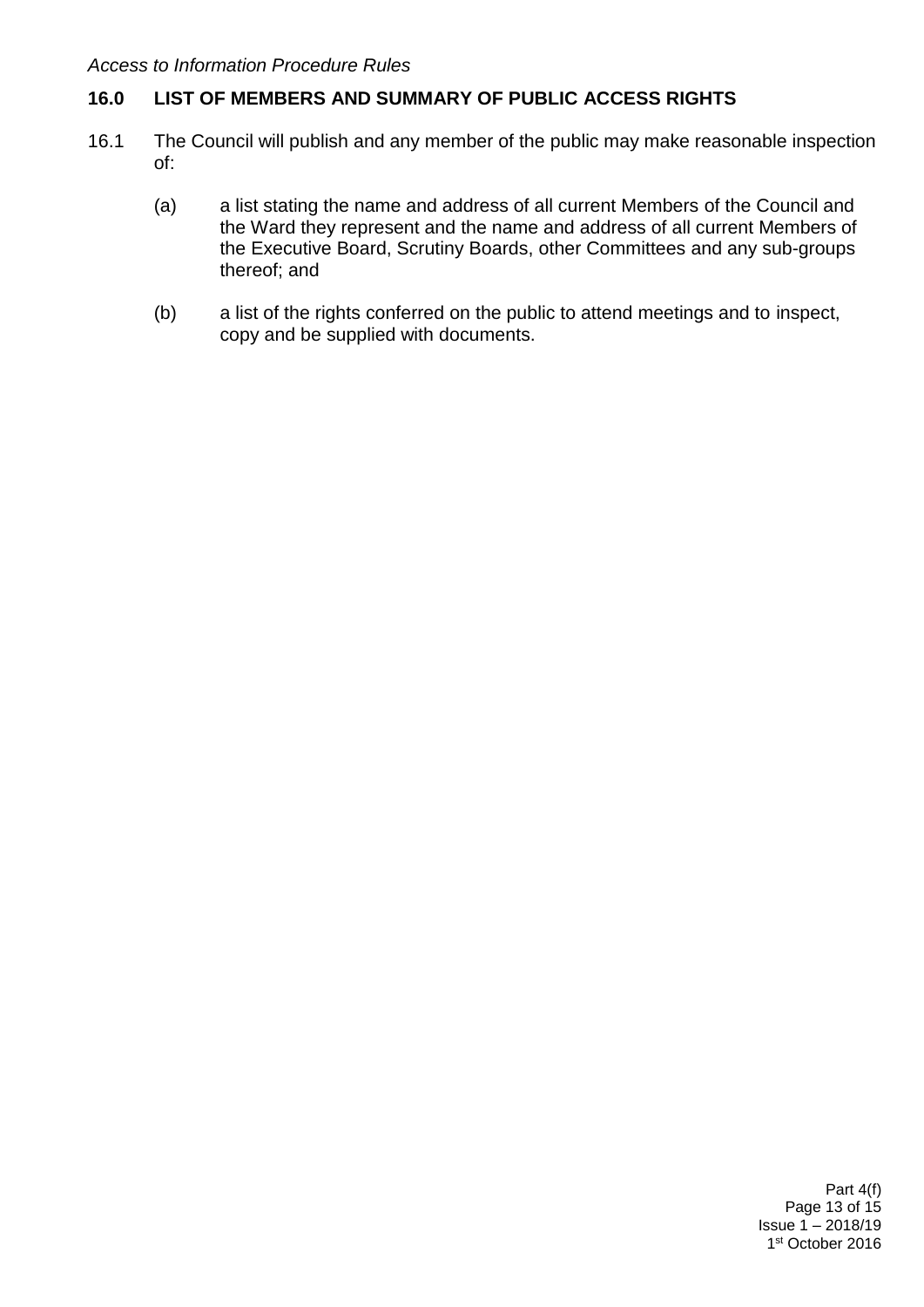## 16.0 LIST OF MEMBERS AND SUMMARY OF PUBLIC ACCESS RIGHTS

16.1 The Council will publish and any member of the public may make reasonable inspection of:

(a) a list stating the name and address of all current Members of the Council and the Ward they represent and the name and address of all current Members of the Executive Board, Scrutiny Boards, other Committees and any sub-groups thereof; and

(b) a list of the rights conferred on the public to attend meetings and to inspect, copy and be supplied with documents.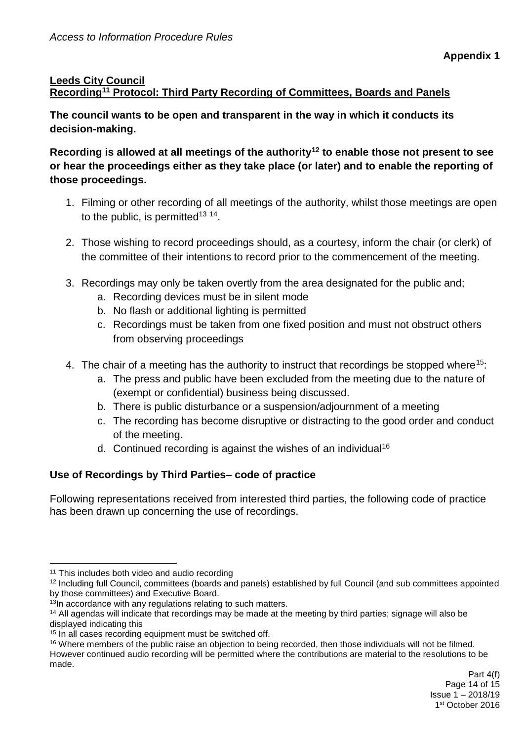**Appendix 1**

**Leeds City Council**
**Recording[11] Protocol: Third Party Recording of Committees, Boards and Panels**

**The council wants to be open and transparent in the way in which it conducts its decision-making.**

**Recording is allowed at all meetings of the authority[12] to enable those not present to see or hear the proceedings either as they take place (or later) and to enable the reporting of those proceedings.**

1. Filming or other recording of all meetings of the authority, whilst those meetings are open to the public, is permitted[13] [14].
2. Those wishing to record proceedings should, as a courtesy, inform the chair (or clerk) of the committee of their intentions to record prior to the commencement of the meeting.
3. Recordings may only be taken overtly from the area designated for the public and;
   a. Recording devices must be in silent mode
   b. No flash or additional lighting is permitted
   c. Recordings must be taken from one fixed position and must not obstruct others from observing proceedings
4. The chair of a meeting has the authority to instruct that recordings be stopped where[15]:
   a. The press and public have been excluded from the meeting due to the nature of (exempt or confidential) business being discussed.
   b. There is public disturbance or a suspension/adjournment of a meeting
   c. The recording has become disruptive or distracting to the good order and conduct of the meeting.
   d. Continued recording is against the wishes of an individual[16]

**Use of Recordings by Third Parties– code of practice**

Following representations received from interested third parties, the following code of practice has been drawn up concerning the use of recordings.

---

[11] This includes both video and audio recording

[12] Including full Council, committees (boards and panels) established by full Council (and sub committees appointed by those committees) and Executive Board.

[13] In accordance with any regulations relating to such matters.

[14] All agendas will indicate that recordings may be made at the meeting by third parties; signage will also be displayed indicating this

[15] In all cases recording equipment must be switched off.

[16] Where members of the public raise an objection to being recorded, then those individuals will not be filmed. However continued audio recording will be permitted where the contributions are material to the resolutions to be made.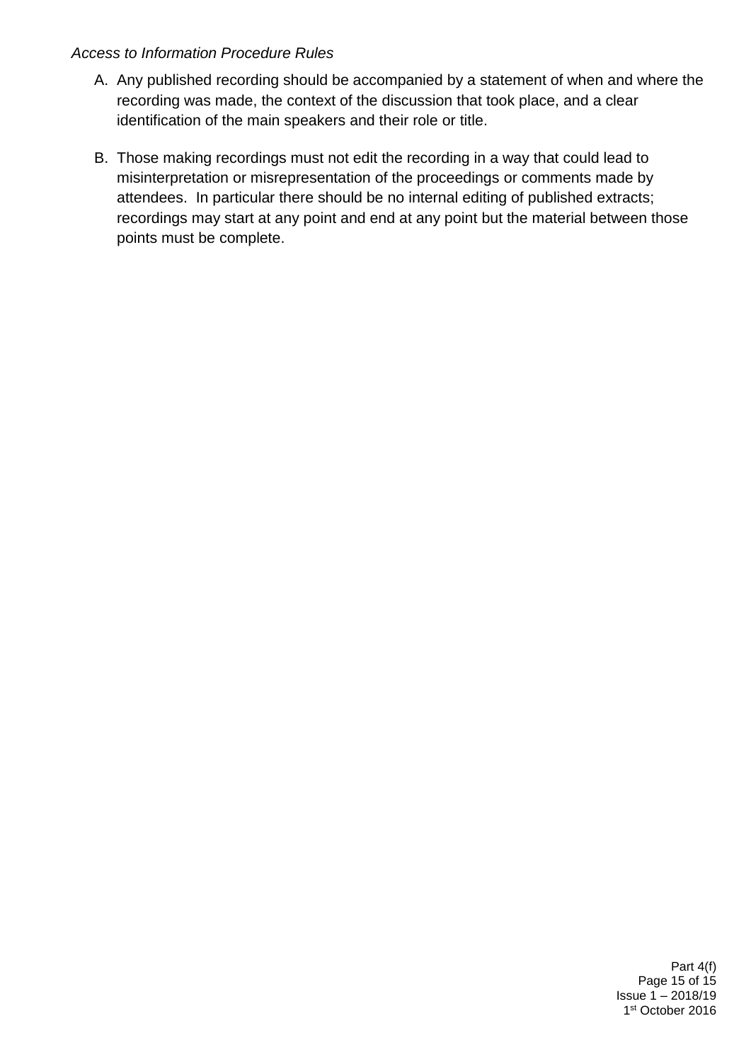*Access to Information Procedure Rules*

A. Any published recording should be accompanied by a statement of when and where the recording was made, the context of the discussion that took place, and a clear identification of the main speakers and their role or title.

B. Those making recordings must not edit the recording in a way that could lead to misinterpretation or misrepresentation of the proceedings or comments made by attendees. In particular there should be no internal editing of published extracts; recordings may start at any point and end at any point but the material between those points must be complete.